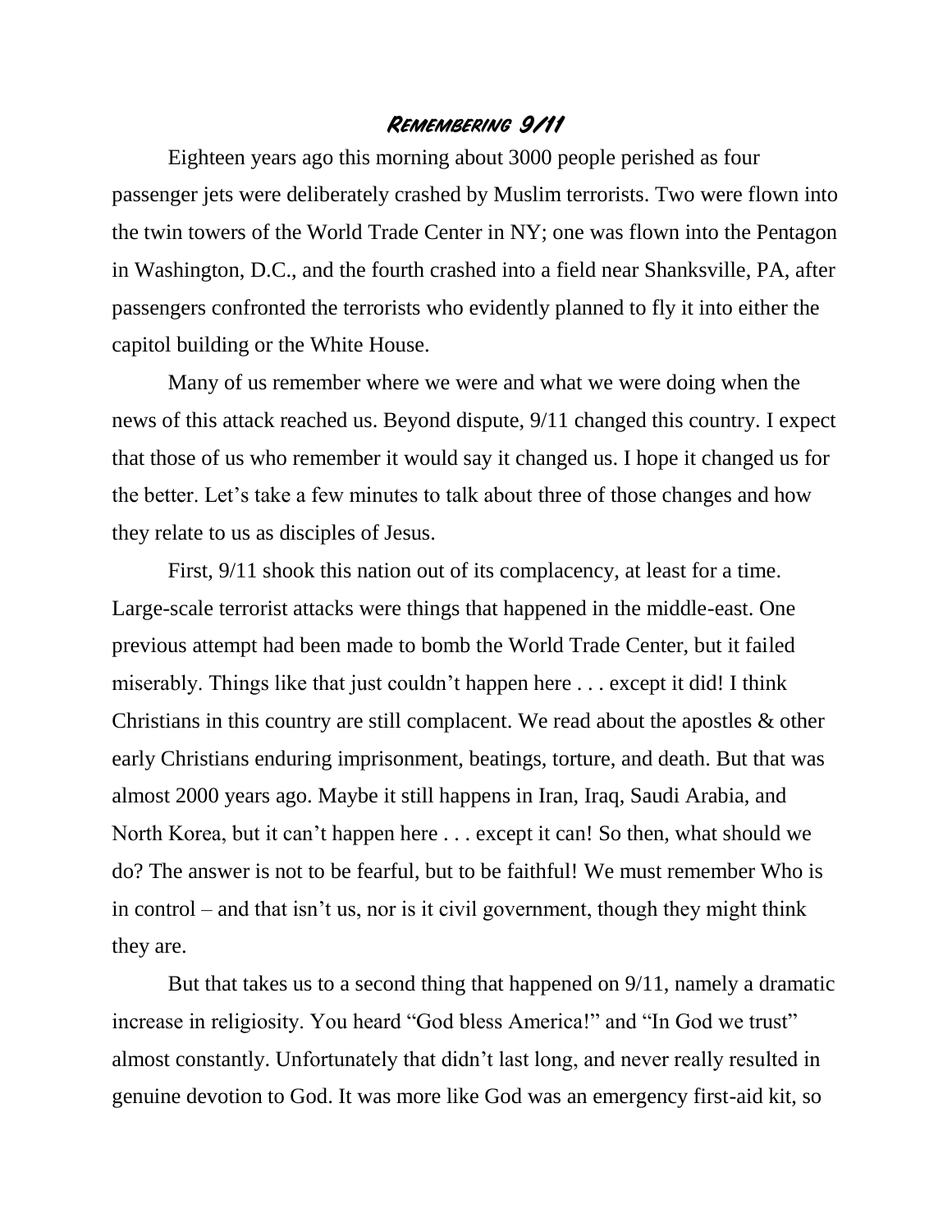# Remembering 9/11

Eighteen years ago this morning about 3000 people perished as four passenger jets were deliberately crashed by Muslim terrorists. Two were flown into the twin towers of the World Trade Center in NY; one was flown into the Pentagon in Washington, D.C., and the fourth crashed into a field near Shanksville, PA, after passengers confronted the terrorists who evidently planned to fly it into either the capitol building or the White House.

Many of us remember where we were and what we were doing when the news of this attack reached us. Beyond dispute, 9/11 changed this country. I expect that those of us who remember it would say it changed us. I hope it changed us for the better. Let's take a few minutes to talk about three of those changes and how they relate to us as disciples of Jesus.

First, 9/11 shook this nation out of its complacency, at least for a time. Large-scale terrorist attacks were things that happened in the middle-east. One previous attempt had been made to bomb the World Trade Center, but it failed miserably. Things like that just couldn't happen here . . . except it did! I think Christians in this country are still complacent. We read about the apostles & other early Christians enduring imprisonment, beatings, torture, and death. But that was almost 2000 years ago. Maybe it still happens in Iran, Iraq, Saudi Arabia, and North Korea, but it can't happen here . . . except it can! So then, what should we do? The answer is not to be fearful, but to be faithful! We must remember Who is in control – and that isn't us, nor is it civil government, though they might think they are.

But that takes us to a second thing that happened on 9/11, namely a dramatic increase in religiosity. You heard "God bless America!" and "In God we trust" almost constantly. Unfortunately that didn't last long, and never really resulted in genuine devotion to God. It was more like God was an emergency first-aid kit, so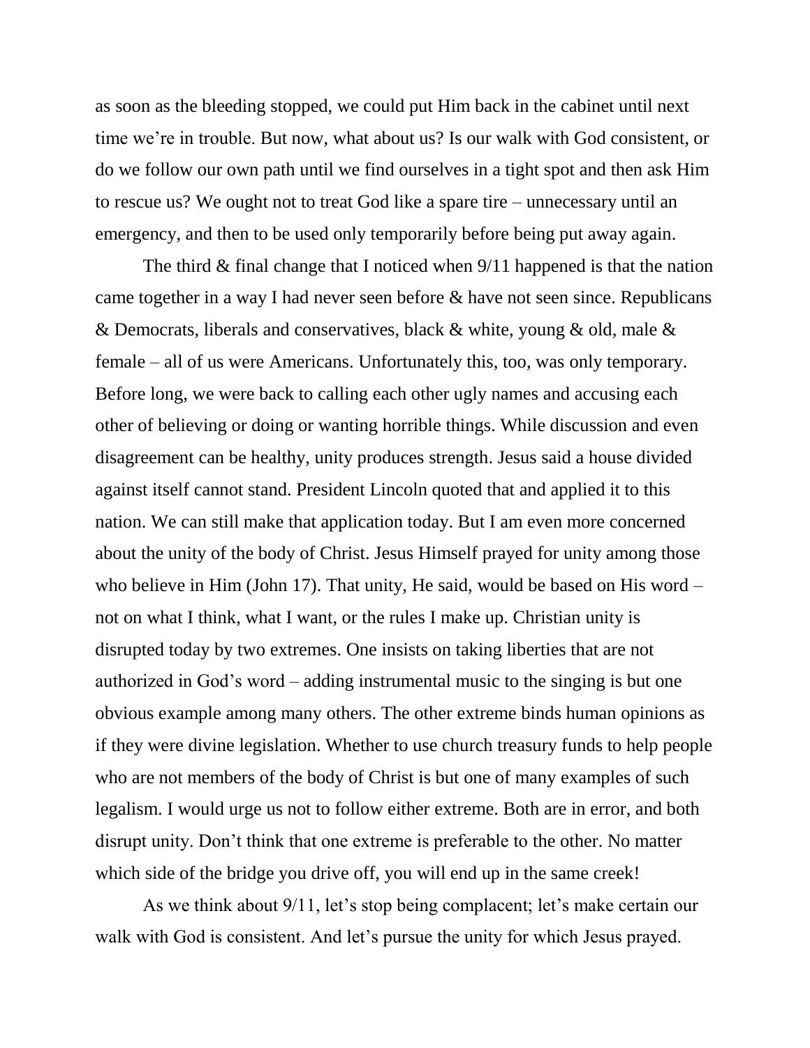as soon as the bleeding stopped, we could put Him back in the cabinet until next time we're in trouble. But now, what about us? Is our walk with God consistent, or do we follow our own path until we find ourselves in a tight spot and then ask Him to rescue us? We ought not to treat God like a spare tire – unnecessary until an emergency, and then to be used only temporarily before being put away again.

The third & final change that I noticed when 9/11 happened is that the nation came together in a way I had never seen before & have not seen since. Republicans & Democrats, liberals and conservatives, black & white, young & old, male & female – all of us were Americans. Unfortunately this, too, was only temporary. Before long, we were back to calling each other ugly names and accusing each other of believing or doing or wanting horrible things. While discussion and even disagreement can be healthy, unity produces strength. Jesus said a house divided against itself cannot stand. President Lincoln quoted that and applied it to this nation. We can still make that application today. But I am even more concerned about the unity of the body of Christ. Jesus Himself prayed for unity among those who believe in Him (John 17). That unity, He said, would be based on His word – not on what I think, what I want, or the rules I make up. Christian unity is disrupted today by two extremes. One insists on taking liberties that are not authorized in God's word – adding instrumental music to the singing is but one obvious example among many others. The other extreme binds human opinions as if they were divine legislation. Whether to use church treasury funds to help people who are not members of the body of Christ is but one of many examples of such legalism. I would urge us not to follow either extreme. Both are in error, and both disrupt unity. Don't think that one extreme is preferable to the other. No matter which side of the bridge you drive off, you will end up in the same creek!

As we think about 9/11, let's stop being complacent; let's make certain our walk with God is consistent. And let's pursue the unity for which Jesus prayed.